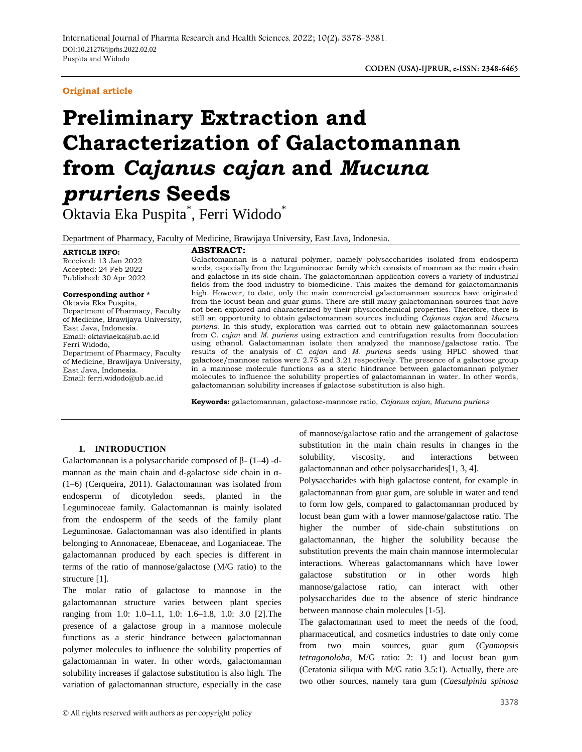**Original article**

# Preliminary Extraction and Characterization of Galactomannan from *Cajanus cajan* and *Mucuna pruriens* Seeds

Oktavia Eka Puspita*, Ferri Widodo*

Department of Pharmacy, Faculty of Medicine, Brawijaya University, East Java, Indonesia.

**ARTICLE INFO:**
Received: 13 Jan 2022
Accepted: 24 Feb 2022
Published: 30 Apr 2022

**Corresponding author ***
Oktavia Eka Puspita,
Department of Pharmacy, Faculty of Medicine, Brawijaya University, East Java, Indonesia.
Email: oktaviaeka@ub.ac.id
Ferri Widodo,
Department of Pharmacy, Faculty of Medicine, Brawijaya University, East Java, Indonesia.
Email: ferri.widodo@ub.ac.id

**ABSTRACT:**
Galactomannan is a natural polymer, namely polysaccharides isolated from endosperm seeds, especially from the Leguminoceae family which consists of mannan as the main chain and galactose in its side chain. The galactomannan application covers a variety of industrial fields from the food industry to biomedicine. This makes the demand for galactomannanis high. However, to date, only the main commercial galactomannan sources have originated from the locust bean and guar gums. There are still many galactomannan sources that have not been explored and characterized by their physicochemical properties. Therefore, there is still an opportunity to obtain galactomannan sources including *Cajanus cajan* and *Mucuna puriens*. In this study, exploration was carried out to obtain new galactomannan sources from C. *cajan* and *M. puriens* using extraction and centrifugation results from flocculation using ethanol. Galactomannan isolate then analyzed the mannose/galactose ratio. The results of the analysis of *C. cajan* and *M. puriens* seeds using HPLC showed that galactose/mannose ratios were 2.75 and 3.21 respectively. The presence of a galactose group in a mannose molecule functions as a steric hindrance between galactomannan polymer molecules to influence the solubility properties of galactomannan in water. In other words, galactomannan solubility increases if galactose substitution is also high.

**Keywords:** galactomannan, galactose-mannose ratio, *Cajanus cajan, Mucuna puriens*

## 1. INTRODUCTION

Galactomannan is a polysaccharide composed of β- (1–4) -d-mannan as the main chain and d-galactose side chain in α-(1–6) (Cerqueira, 2011). Galactomannan was isolated from endosperm of dicotyledon seeds, planted in the Leguminoceae family. Galactomannan is mainly isolated from the endosperm of the seeds of the family plant Leguminosae. Galactomannan was also identified in plants belonging to Annonaceae, Ebenaceae, and Loganiaceae. The galactomannan produced by each species is different in terms of the ratio of mannose/galactose (M/G ratio) to the structure [1].

The molar ratio of galactose to mannose in the galactomannan structure varies between plant species ranging from 1.0: 1.0–1.1, 1.0: 1.6–1.8, 1.0: 3.0 [2].The presence of a galactose group in a mannose molecule functions as a steric hindrance between galactomannan polymer molecules to influence the solubility properties of galactomannan in water. In other words, galactomannan solubility increases if galactose substitution is also high. The variation of galactomannan structure, especially in the case of mannose/galactose ratio and the arrangement of galactose substitution in the main chain results in changes in the solubility, viscosity, and interactions between galactomannan and other polysaccharides[1, 3, 4].

Polysaccharides with high galactose content, for example in galactomannan from guar gum, are soluble in water and tend to form low gels, compared to galactomannan produced by locust bean gum with a lower mannose/galactose ratio. The higher the number of side-chain substitutions on galactomannan, the higher the solubility because the substitution prevents the main chain mannose intermolecular interactions. Whereas galactomannans which have lower galactose substitution or in other words high mannose/galactose ratio, can interact with other polysaccharides due to the absence of steric hindrance between mannose chain molecules [1-5].

The galactomannan used to meet the needs of the food, pharmaceutical, and cosmetics industries to date only come from two main sources, guar gum (*Cyamopsis tetragonoloba*, M/G ratio: 2: 1) and locust bean gum (Ceratonia siliqua with M/G ratio 3.5:1). Actually, there are two other sources, namely tara gum (*Caesalpinia spinosa*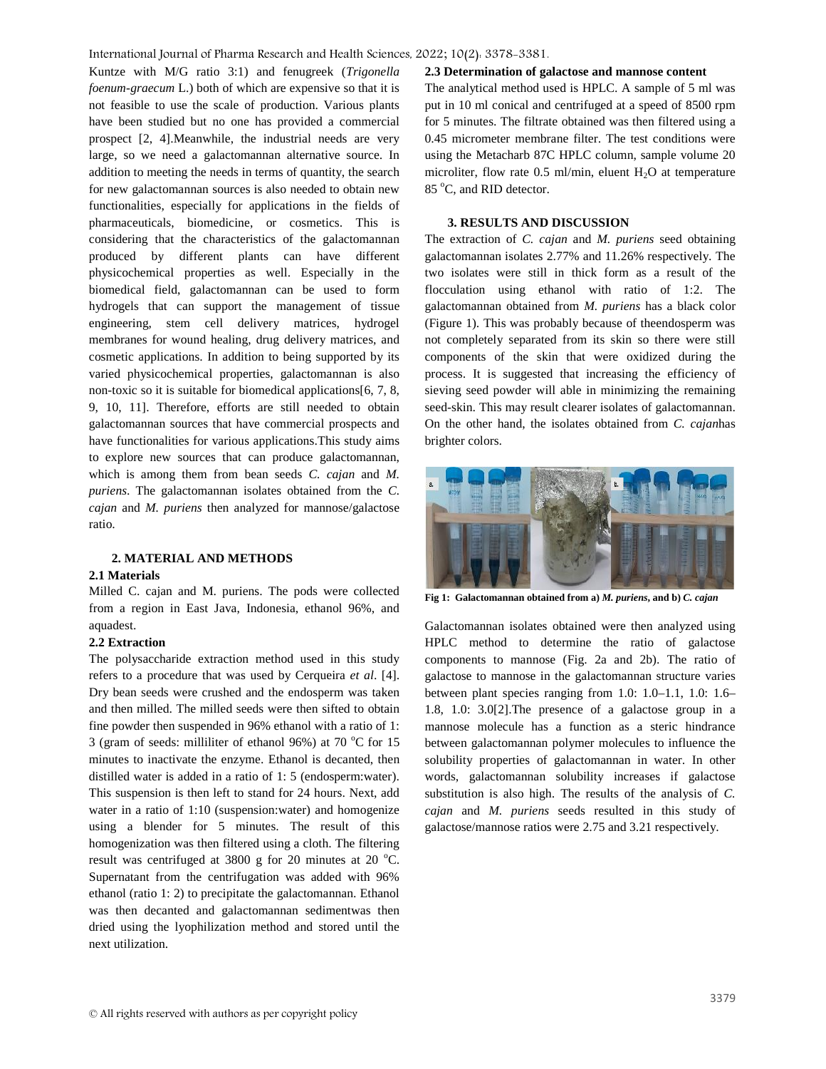Kuntze with M/G ratio 3:1) and fenugreek (*Trigonella foenum-graecum* L.) both of which are expensive so that it is not feasible to use the scale of production. Various plants have been studied but no one has provided a commercial prospect [2, 4].Meanwhile, the industrial needs are very large, so we need a galactomannan alternative source. In addition to meeting the needs in terms of quantity, the search for new galactomannan sources is also needed to obtain new functionalities, especially for applications in the fields of pharmaceuticals, biomedicine, or cosmetics. This is considering that the characteristics of the galactomannan produced by different plants can have different physicochemical properties as well. Especially in the biomedical field, galactomannan can be used to form hydrogels that can support the management of tissue engineering, stem cell delivery matrices, hydrogel membranes for wound healing, drug delivery matrices, and cosmetic applications. In addition to being supported by its varied physicochemical properties, galactomannan is also non-toxic so it is suitable for biomedical applications[6, 7, 8, 9, 10, 11]. Therefore, efforts are still needed to obtain galactomannan sources that have commercial prospects and have functionalities for various applications.This study aims to explore new sources that can produce galactomannan, which is among them from bean seeds *C. cajan* and *M. puriens*. The galactomannan isolates obtained from the *C. cajan* and *M. puriens* then analyzed for mannose/galactose ratio.

## 2. MATERIAL AND METHODS

### 2.1 Materials

Milled C. cajan and M. puriens. The pods were collected from a region in East Java, Indonesia, ethanol 96%, and aquadest.

### 2.2 Extraction

The polysaccharide extraction method used in this study refers to a procedure that was used by Cerqueira *et al*. [4]. Dry bean seeds were crushed and the endosperm was taken and then milled. The milled seeds were then sifted to obtain fine powder then suspended in 96% ethanol with a ratio of 1: 3 (gram of seeds: milliliter of ethanol 96%) at 70 $^{o}$C for 15 minutes to inactivate the enzyme. Ethanol is decanted, then distilled water is added in a ratio of 1: 5 (endosperm:water). This suspension is then left to stand for 24 hours. Next, add water in a ratio of 1:10 (suspension:water) and homogenize using a blender for 5 minutes. The result of this homogenization was then filtered using a cloth. The filtering result was centrifuged at 3800 g for 20 minutes at 20 $^{o}$C. Supernatant from the centrifugation was added with 96% ethanol (ratio 1: 2) to precipitate the galactomannan. Ethanol was then decanted and galactomannan sedimentwas then dried using the lyophilization method and stored until the next utilization.

### 2.3 Determination of galactose and mannose content

The analytical method used is HPLC. A sample of 5 ml was put in 10 ml conical and centrifuged at a speed of 8500 rpm for 5 minutes. The filtrate obtained was then filtered using a 0.45 micrometer membrane filter. The test conditions were using the Metacharb 87C HPLC column, sample volume 20 microliter, flow rate 0.5 ml/min, eluent $H_2O$ at temperature 85 $^{o}$C, and RID detector.

## 3. RESULTS AND DISCUSSION

The extraction of *C. cajan* and *M. puriens* seed obtaining galactomannan isolates 2.77% and 11.26% respectively. The two isolates were still in thick form as a result of the flocculation using ethanol with ratio of 1:2. The galactomannan obtained from *M. puriens* has a black color (Figure 1). This was probably because of theendosperm was not completely separated from its skin so there were still components of the skin that were oxidized during the process. It is suggested that increasing the efficiency of sieving seed powder will able in minimizing the remaining seed-skin. This may result clearer isolates of galactomannan. On the other hand, the isolates obtained from *C. cajan*has brighter colors.

**Fig 1: Galactomannan obtained from a) *M. puriens*, and b) *C. cajan***

Galactomannan isolates obtained were then analyzed using HPLC method to determine the ratio of galactose components to mannose (Fig. 2a and 2b). The ratio of galactose to mannose in the galactomannan structure varies between plant species ranging from 1.0: 1.0–1.1, 1.0: 1.6–1.8, 1.0: 3.0[2].The presence of a galactose group in a mannose molecule has a function as a steric hindrance between galactomannan polymer molecules to influence the solubility properties of galactomannan in water. In other words, galactomannan solubility increases if galactose substitution is also high. The results of the analysis of *C. cajan* and *M. puriens* seeds resulted in this study of galactose/mannose ratios were 2.75 and 3.21 respectively.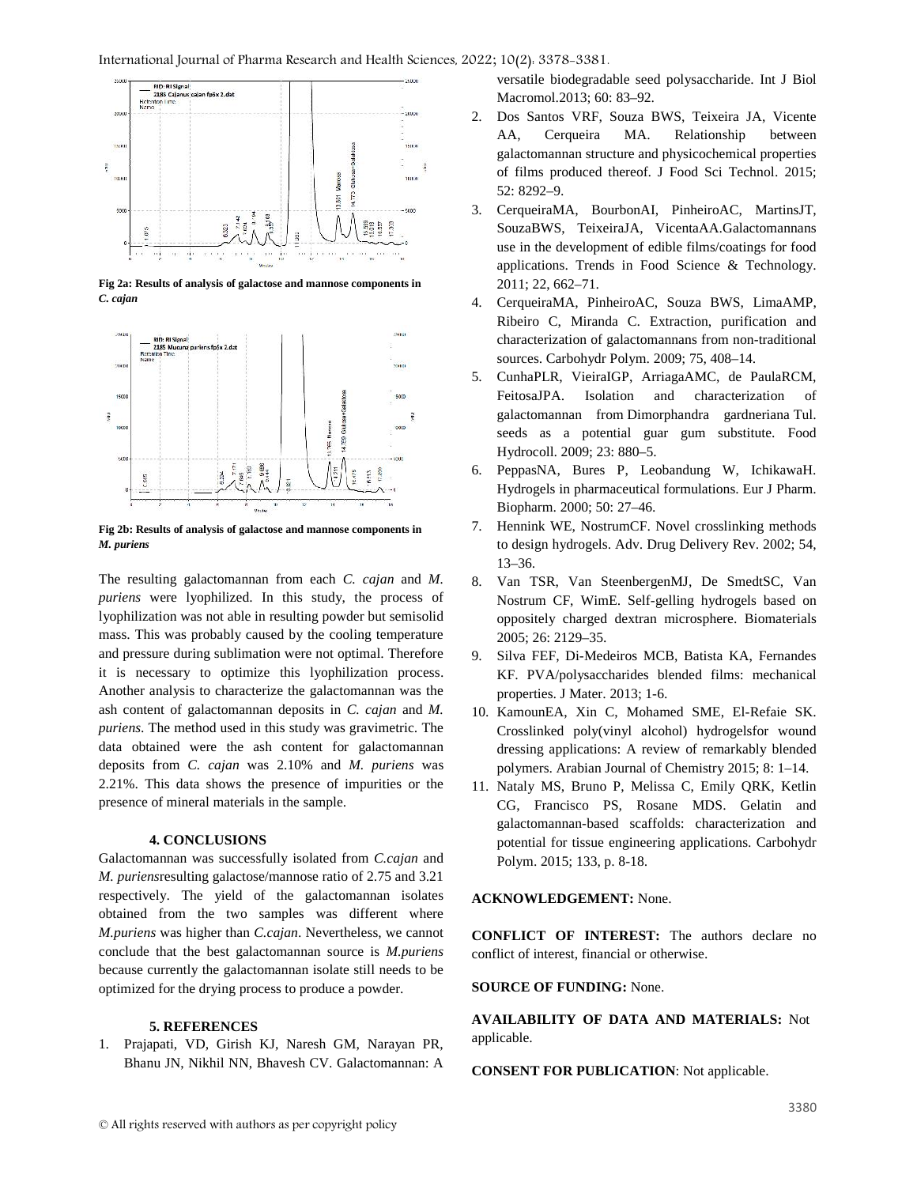Fig 2a: Results of analysis of galactose and mannose components in *C. cajan*

Fig 2b: Results of analysis of galactose and mannose components in *M. puriens*

The resulting galactomannan from each *C. cajan* and *M. puriens* were lyophilized. In this study, the process of lyophilization was not able in resulting powder but semisolid mass. This was probably caused by the cooling temperature and pressure during sublimation were not optimal. Therefore it is necessary to optimize this lyophilization process. Another analysis to characterize the galactomannan was the ash content of galactomannan deposits in *C. cajan* and *M. puriens*. The method used in this study was gravimetric. The data obtained were the ash content for galactomannan deposits from *C. cajan* was 2.10% and *M. puriens* was 2.21%. This data shows the presence of impurities or the presence of mineral materials in the sample.

## 4. CONCLUSIONS

Galactomannan was successfully isolated from *C.cajan* and *M. puriens*resulting galactose/mannose ratio of 2.75 and 3.21 respectively. The yield of the galactomannan isolates obtained from the two samples was different where *M.puriens* was higher than *C.cajan*. Nevertheless, we cannot conclude that the best galactomannan source is *M.puriens* because currently the galactomannan isolate still needs to be optimized for the drying process to produce a powder.

## 5. REFERENCES

1. Prajapati, VD, Girish KJ, Naresh GM, Narayan PR, Bhanu JN, Nikhil NN, Bhavesh CV. Galactomannan: A versatile biodegradable seed polysaccharide. Int J Biol Macromol.2013; 60: 83–92.
2. Dos Santos VRF, Souza BWS, Teixeira JA, Vicente AA, Cerqueira MA. Relationship between galactomannan structure and physicochemical properties of films produced thereof. J Food Sci Technol. 2015; 52: 8292–9.
3. CerqueiraMA, BourbonAI, PinheiroAC, MartinsJT, SouzaBWS, TeixeiraJA, VicentaAA.Galactomannans use in the development of edible films/coatings for food applications. Trends in Food Science & Technology. 2011; 22, 662–71.
4. CerqueiraMA, PinheiroAC, Souza BWS, LimaAMP, Ribeiro C, Miranda C. Extraction, purification and characterization of galactomannans from non-traditional sources. Carbohydr Polym. 2009; 75, 408–14.
5. CunhaPLR, VieiraIGP, ArriagaAMC, de PaulaRCM, FeitosaJPA. Isolation and characterization of galactomannan from Dimorphandra gardneriana Tul. seeds as a potential guar gum substitute. Food Hydrocoll. 2009; 23: 880–5.
6. PeppasNA, Bures P, Leobandung W, IchikawaH. Hydrogels in pharmaceutical formulations. Eur J Pharm. Biopharm. 2000; 50: 27–46.
7. Hennink WE, NostrumCF. Novel crosslinking methods to design hydrogels. Adv. Drug Delivery Rev. 2002; 54, 13–36.
8. Van TSR, Van SteenbergenMJ, De SmedtSC, Van Nostrum CF, WimE. Self-gelling hydrogels based on oppositely charged dextran microsphere. Biomaterials 2005; 26: 2129–35.
9. Silva FEF, Di-Medeiros MCB, Batista KA, Fernandes KF. PVA/polysaccharides blended films: mechanical properties. J Mater. 2013; 1-6.
10. KamounEA, Xin C, Mohamed SME, El-Refaie SK. Crosslinked poly(vinyl alcohol) hydrogelsfor wound dressing applications: A review of remarkably blended polymers. Arabian Journal of Chemistry 2015; 8: 1–14.
11. Nataly MS, Bruno P, Melissa C, Emily QRK, Ketlin CG, Francisco PS, Rosane MDS. Gelatin and galactomannan-based scaffolds: characterization and potential for tissue engineering applications. Carbohydr Polym. 2015; 133, p. 8-18.

**ACKNOWLEDGEMENT:** None.

**CONFLICT OF INTEREST:** The authors declare no conflict of interest, financial or otherwise.

**SOURCE OF FUNDING:** None.

**AVAILABILITY OF DATA AND MATERIALS:** Not applicable.

**CONSENT FOR PUBLICATION**: Not applicable.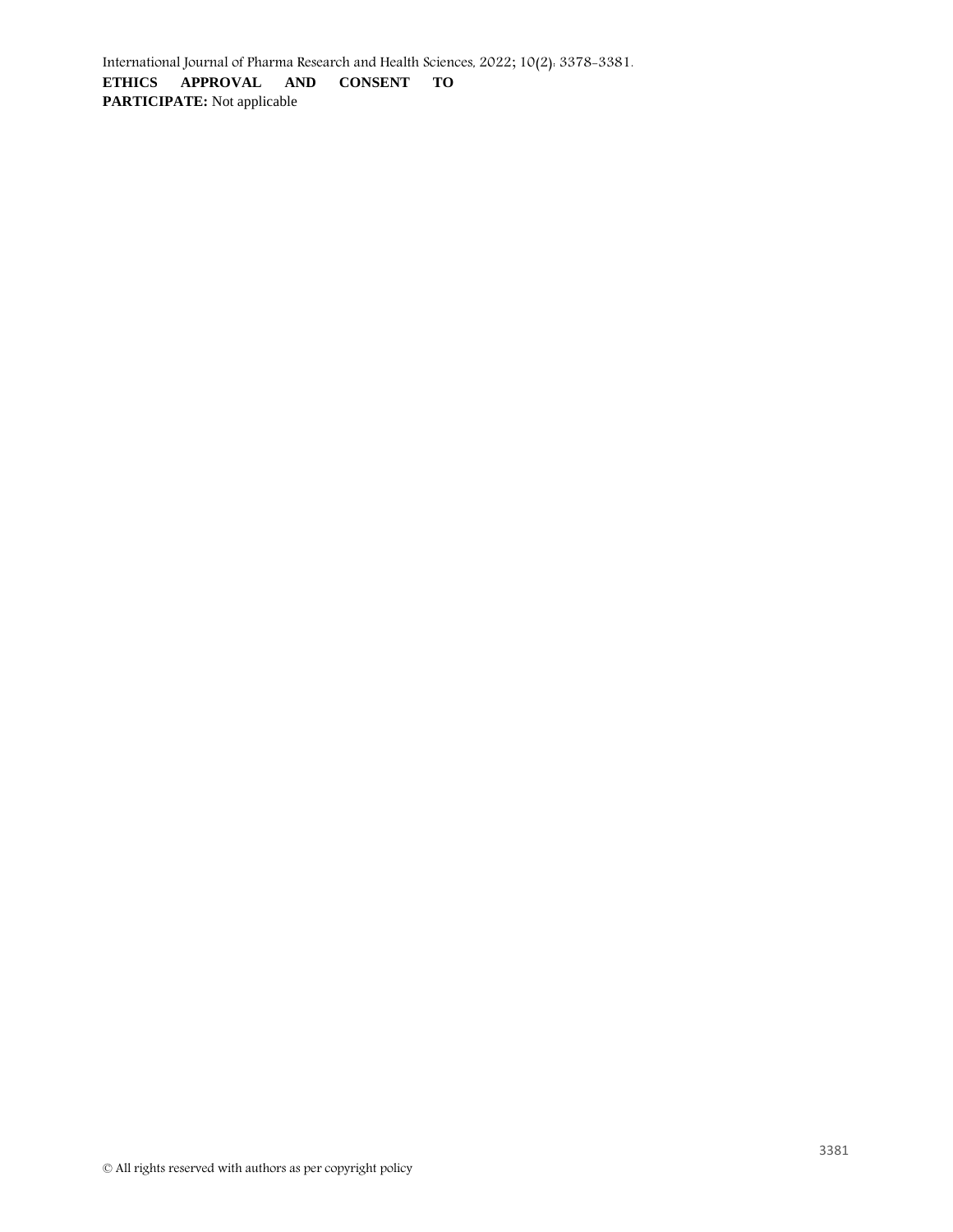**ETHICS APPROVAL AND CONSENT TO PARTICIPATE:** Not applicable

© All rights reserved with authors as per copyright policy